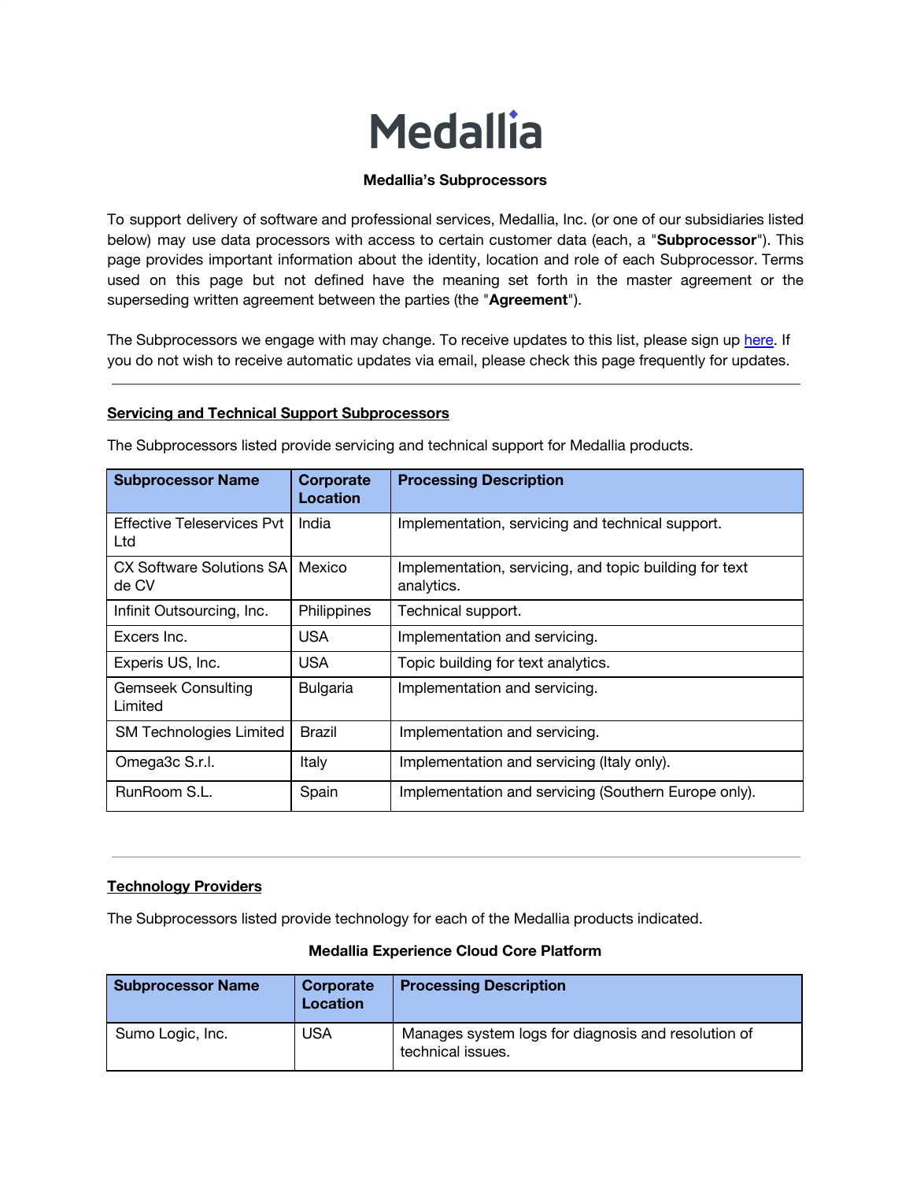# Medallia

## Medallia's Subprocessors

To support delivery of software and professional services, Medallia, Inc. (or one of our subsidiaries listed below) may use data processors with access to certain customer data (each, a "**Subprocessor**"). This page provides important information about the identity, location and role of each Subprocessor. Terms used on this page but not defined have the meaning set forth in the master agreement or the superseding written agreement between the parties (the "**Agreement**").

The Subprocessors we engage with may change. To receive updates to this list, please sign up here. If you do not wish to receive automatic updates via email, please check this page frequently for updates.

---

### Servicing and Technical Support Subprocessors

The Subprocessors listed provide servicing and technical support for Medallia products.

| Subprocessor Name | Corporate Location | Processing Description |
| --- | --- | --- |
| Effective Teleservices Pvt Ltd | India | Implementation, servicing and technical support. |
| CX Software Solutions SA de CV | Mexico | Implementation, servicing, and topic building for text analytics. |
| Infinit Outsourcing, Inc. | Philippines | Technical support. |
| Excers Inc. | USA | Implementation and servicing. |
| Experis US, Inc. | USA | Topic building for text analytics. |
| Gemseek Consulting Limited | Bulgaria | Implementation and servicing. |
| SM Technologies Limited | Brazil | Implementation and servicing. |
| Omega3c S.r.l. | Italy | Implementation and servicing (Italy only). |
| RunRoom S.L. | Spain | Implementation and servicing (Southern Europe only). |

---

### Technology Providers

The Subprocessors listed provide technology for each of the Medallia products indicated.

**Medallia Experience Cloud Core Platform**

| Subprocessor Name | Corporate Location | Processing Description |
| --- | --- | --- |
| Sumo Logic, Inc. | USA | Manages system logs for diagnosis and resolution of technical issues. |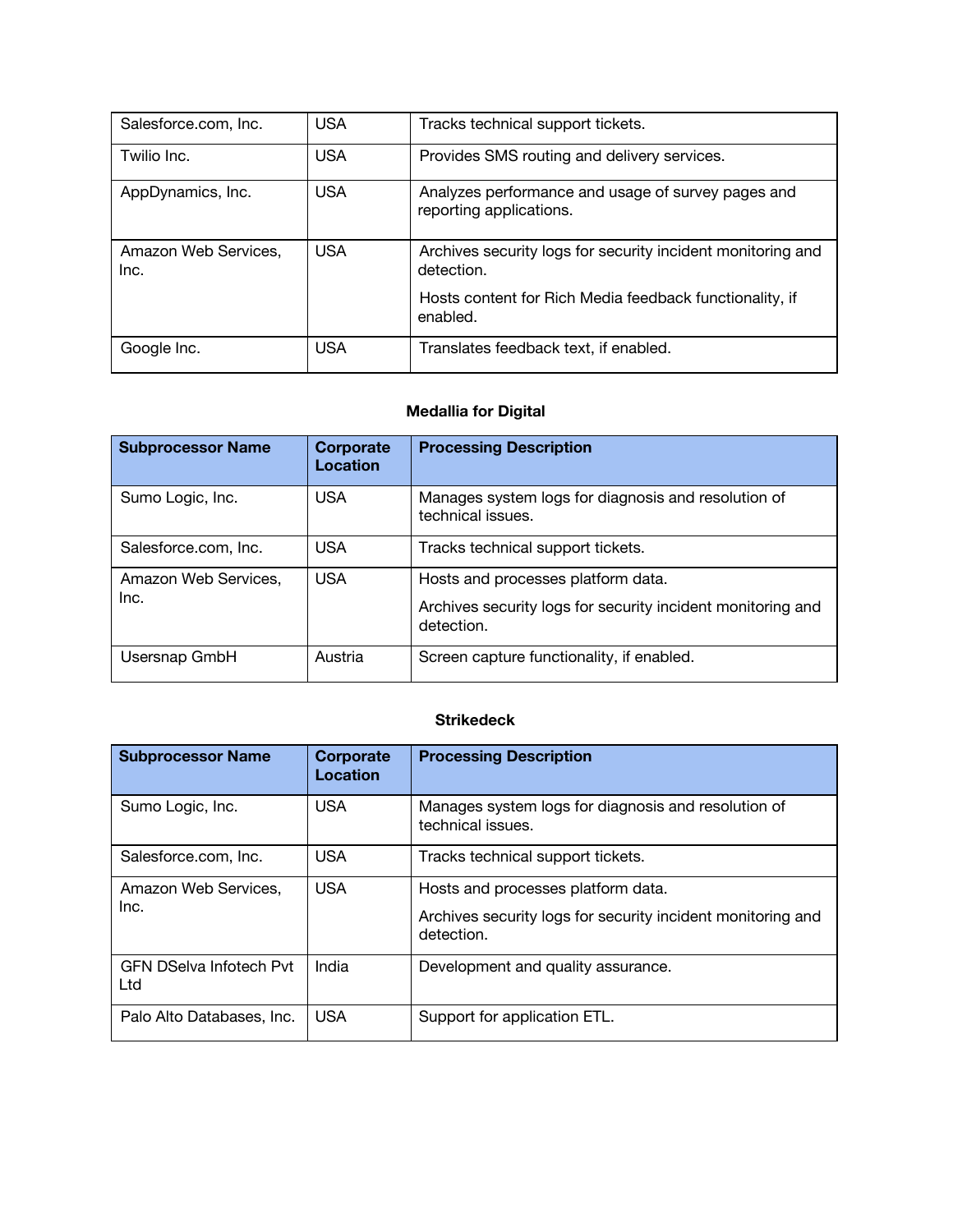| | | |
|---|---|---|
| Salesforce.com, Inc. | USA | Tracks technical support tickets. |
| Twilio Inc. | USA | Provides SMS routing and delivery services. |
| AppDynamics, Inc. | USA | Analyzes performance and usage of survey pages and reporting applications. |
| Amazon Web Services, Inc. | USA | Archives security logs for security incident monitoring and detection.<br><br>Hosts content for Rich Media feedback functionality, if enabled. |
| Google Inc. | USA | Translates feedback text, if enabled. |

**Medallia for Digital**

| Subprocessor Name | Corporate Location | Processing Description |
|---|---|---|
| Sumo Logic, Inc. | USA | Manages system logs for diagnosis and resolution of technical issues. |
| Salesforce.com, Inc. | USA | Tracks technical support tickets. |
| Amazon Web Services, Inc. | USA | Hosts and processes platform data.<br><br>Archives security logs for security incident monitoring and detection. |
| Usersnap GmbH | Austria | Screen capture functionality, if enabled. |

**Strikedeck**

| Subprocessor Name | Corporate Location | Processing Description |
|---|---|---|
| Sumo Logic, Inc. | USA | Manages system logs for diagnosis and resolution of technical issues. |
| Salesforce.com, Inc. | USA | Tracks technical support tickets. |
| Amazon Web Services, Inc. | USA | Hosts and processes platform data.<br><br>Archives security logs for security incident monitoring and detection. |
| GFN DSelva Infotech Pvt Ltd | India | Development and quality assurance. |
| Palo Alto Databases, Inc. | USA | Support for application ETL. |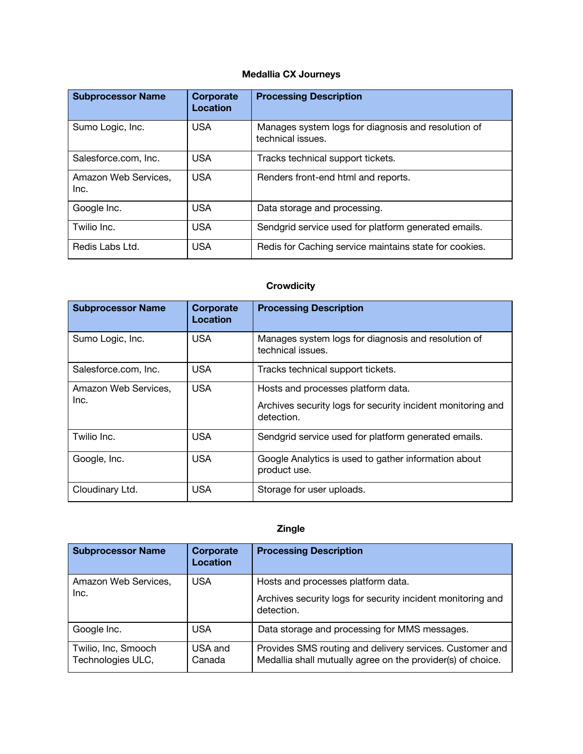## Medallia CX Journeys

| Subprocessor Name | Corporate Location | Processing Description |
|---|---|---|
| Sumo Logic, Inc. | USA | Manages system logs for diagnosis and resolution of technical issues. |
| Salesforce.com, Inc. | USA | Tracks technical support tickets. |
| Amazon Web Services, Inc. | USA | Renders front-end html and reports. |
| Google Inc. | USA | Data storage and processing. |
| Twilio Inc. | USA | Sendgrid service used for platform generated emails. |
| Redis Labs Ltd. | USA | Redis for Caching service maintains state for cookies. |

## Crowdicity

| Subprocessor Name | Corporate Location | Processing Description |
|---|---|---|
| Sumo Logic, Inc. | USA | Manages system logs for diagnosis and resolution of technical issues. |
| Salesforce.com, Inc. | USA | Tracks technical support tickets. |
| Amazon Web Services, Inc. | USA | Hosts and processes platform data.<br><br>Archives security logs for security incident monitoring and detection. |
| Twilio Inc. | USA | Sendgrid service used for platform generated emails. |
| Google, Inc. | USA | Google Analytics is used to gather information about product use. |
| Cloudinary Ltd. | USA | Storage for user uploads. |

## Zingle

| Subprocessor Name | Corporate Location | Processing Description |
|---|---|---|
| Amazon Web Services, Inc. | USA | Hosts and processes platform data.<br><br>Archives security logs for security incident monitoring and detection. |
| Google Inc. | USA | Data storage and processing for MMS messages. |
| Twilio, Inc, Smooch Technologies ULC, | USA and Canada | Provides SMS routing and delivery services. Customer and Medallia shall mutually agree on the provider(s) of choice. |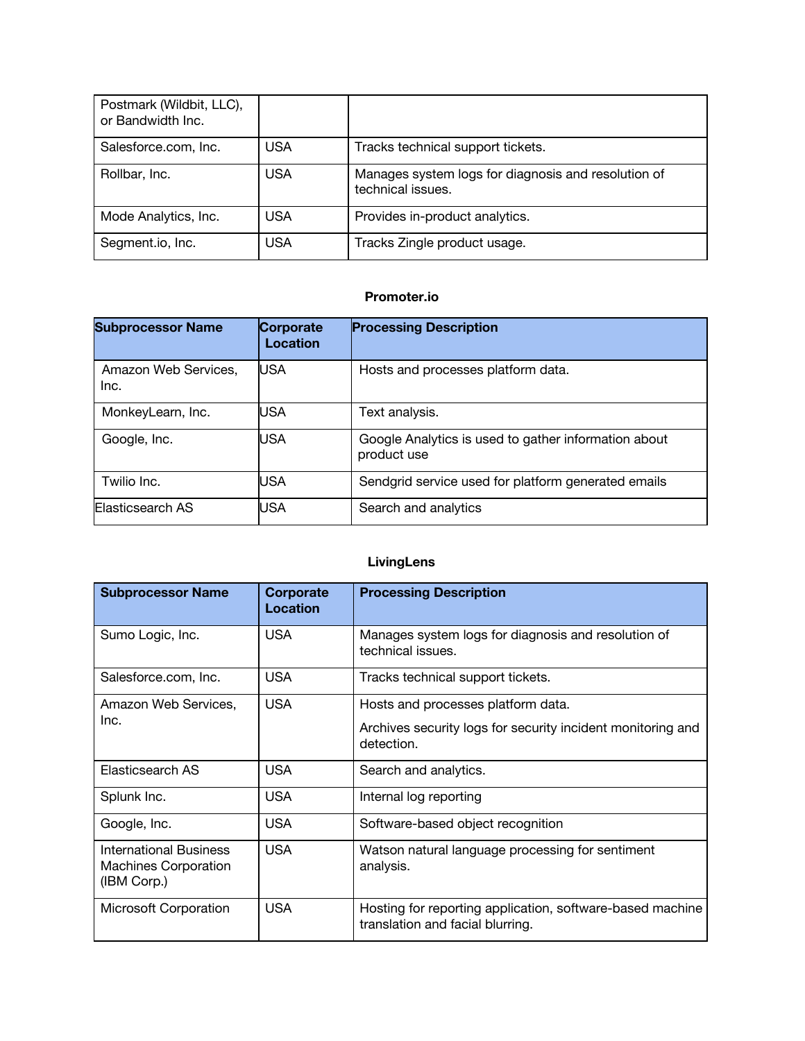| | | |
|---|---|---|
| Postmark (Wildbit, LLC), or Bandwidth Inc. | | |
| Salesforce.com, Inc. | USA | Tracks technical support tickets. |
| Rollbar, Inc. | USA | Manages system logs for diagnosis and resolution of technical issues. |
| Mode Analytics, Inc. | USA | Provides in-product analytics. |
| Segment.io, Inc. | USA | Tracks Zingle product usage. |

**Promoter.io**

| Subprocessor Name | Corporate Location | Processing Description |
|---|---|---|
| Amazon Web Services, Inc. | USA | Hosts and processes platform data. |
| MonkeyLearn, Inc. | USA | Text analysis. |
| Google, Inc. | USA | Google Analytics is used to gather information about product use |
| Twilio Inc. | USA | Sendgrid service used for platform generated emails |
| Elasticsearch AS | USA | Search and analytics |

**LivingLens**

| Subprocessor Name | Corporate Location | Processing Description |
|---|---|---|
| Sumo Logic, Inc. | USA | Manages system logs for diagnosis and resolution of technical issues. |
| Salesforce.com, Inc. | USA | Tracks technical support tickets. |
| Amazon Web Services, Inc. | USA | Hosts and processes platform data.<br><br>Archives security logs for security incident monitoring and detection. |
| Elasticsearch AS | USA | Search and analytics. |
| Splunk Inc. | USA | Internal log reporting |
| Google, Inc. | USA | Software-based object recognition |
| International Business Machines Corporation (IBM Corp.) | USA | Watson natural language processing for sentiment analysis. |
| Microsoft Corporation | USA | Hosting for reporting application, software-based machine translation and facial blurring. |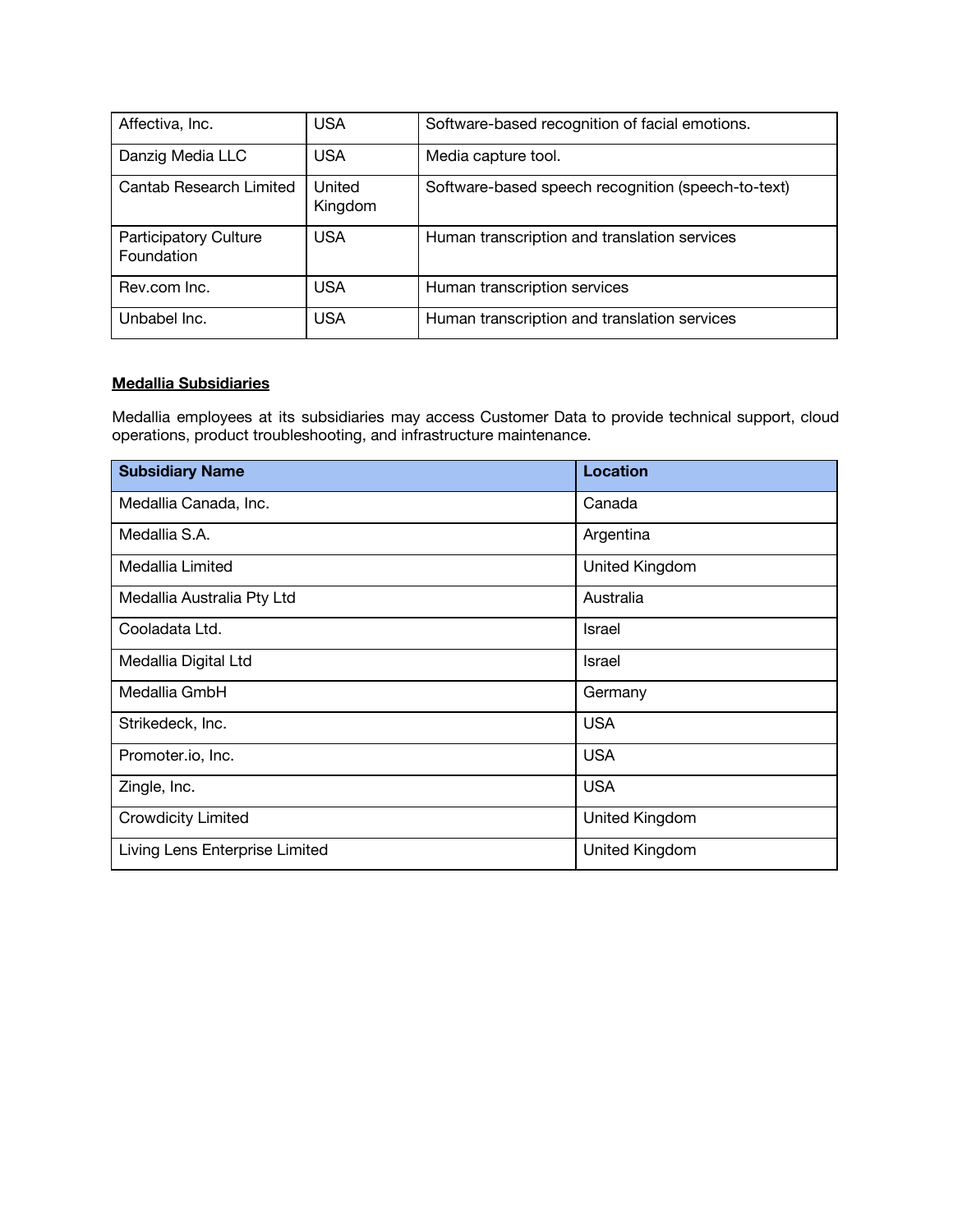| | | |
|---|---|---|
| Affectiva, Inc. | USA | Software-based recognition of facial emotions. |
| Danzig Media LLC | USA | Media capture tool. |
| Cantab Research Limited | United Kingdom | Software-based speech recognition (speech-to-text) |
| Participatory Culture Foundation | USA | Human transcription and translation services |
| Rev.com Inc. | USA | Human transcription services |
| Unbabel Inc. | USA | Human transcription and translation services |

**Medallia Subsidiaries**

Medallia employees at its subsidiaries may access Customer Data to provide technical support, cloud operations, product troubleshooting, and infrastructure maintenance.

| Subsidiary Name | Location |
|---|---|
| Medallia Canada, Inc. | Canada |
| Medallia S.A. | Argentina |
| Medallia Limited | United Kingdom |
| Medallia Australia Pty Ltd | Australia |
| Cooladata Ltd. | Israel |
| Medallia Digital Ltd | Israel |
| Medallia GmbH | Germany |
| Strikedeck, Inc. | USA |
| Promoter.io, Inc. | USA |
| Zingle, Inc. | USA |
| Crowdicity Limited | United Kingdom |
| Living Lens Enterprise Limited | United Kingdom |